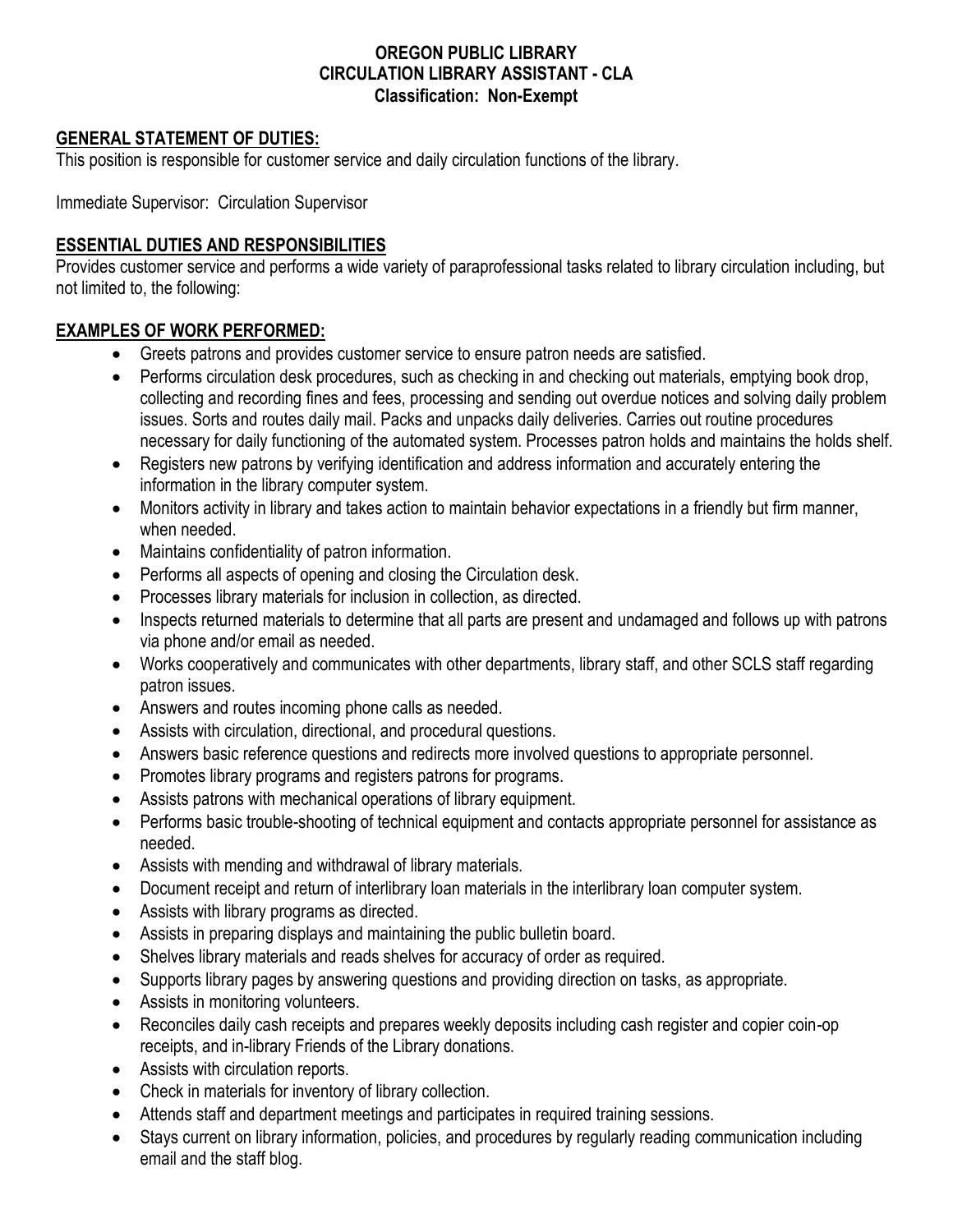**OREGON PUBLIC LIBRARY**
**CIRCULATION LIBRARY ASSISTANT - CLA**
**Classification: Non-Exempt**

## GENERAL STATEMENT OF DUTIES:

This position is responsible for customer service and daily circulation functions of the library.

Immediate Supervisor: Circulation Supervisor

## ESSENTIAL DUTIES AND RESPONSIBILITIES

Provides customer service and performs a wide variety of paraprofessional tasks related to library circulation including, but not limited to, the following:

## EXAMPLES OF WORK PERFORMED:

- Greets patrons and provides customer service to ensure patron needs are satisfied.
- Performs circulation desk procedures, such as checking in and checking out materials, emptying book drop, collecting and recording fines and fees, processing and sending out overdue notices and solving daily problem issues. Sorts and routes daily mail. Packs and unpacks daily deliveries. Carries out routine procedures necessary for daily functioning of the automated system. Processes patron holds and maintains the holds shelf.
- Registers new patrons by verifying identification and address information and accurately entering the information in the library computer system.
- Monitors activity in library and takes action to maintain behavior expectations in a friendly but firm manner, when needed.
- Maintains confidentiality of patron information.
- Performs all aspects of opening and closing the Circulation desk.
- Processes library materials for inclusion in collection, as directed.
- Inspects returned materials to determine that all parts are present and undamaged and follows up with patrons via phone and/or email as needed.
- Works cooperatively and communicates with other departments, library staff, and other SCLS staff regarding patron issues.
- Answers and routes incoming phone calls as needed.
- Assists with circulation, directional, and procedural questions.
- Answers basic reference questions and redirects more involved questions to appropriate personnel.
- Promotes library programs and registers patrons for programs.
- Assists patrons with mechanical operations of library equipment.
- Performs basic trouble-shooting of technical equipment and contacts appropriate personnel for assistance as needed.
- Assists with mending and withdrawal of library materials.
- Document receipt and return of interlibrary loan materials in the interlibrary loan computer system.
- Assists with library programs as directed.
- Assists in preparing displays and maintaining the public bulletin board.
- Shelves library materials and reads shelves for accuracy of order as required.
- Supports library pages by answering questions and providing direction on tasks, as appropriate.
- Assists in monitoring volunteers.
- Reconciles daily cash receipts and prepares weekly deposits including cash register and copier coin-op receipts, and in-library Friends of the Library donations.
- Assists with circulation reports.
- Check in materials for inventory of library collection.
- Attends staff and department meetings and participates in required training sessions.
- Stays current on library information, policies, and procedures by regularly reading communication including email and the staff blog.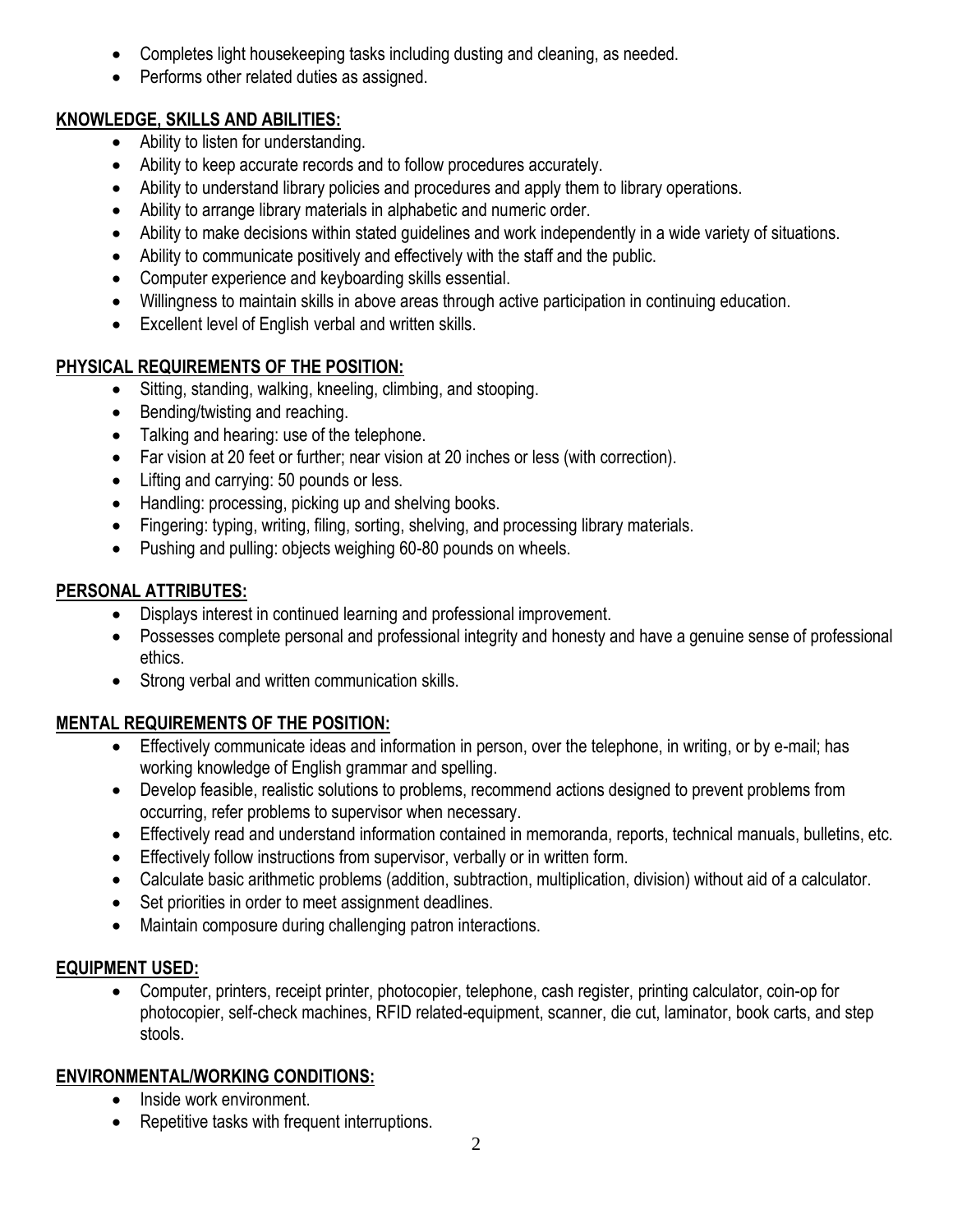- Completes light housekeeping tasks including dusting and cleaning, as needed.
- Performs other related duties as assigned.

**KNOWLEDGE, SKILLS AND ABILITIES:**

- Ability to listen for understanding.
- Ability to keep accurate records and to follow procedures accurately.
- Ability to understand library policies and procedures and apply them to library operations.
- Ability to arrange library materials in alphabetic and numeric order.
- Ability to make decisions within stated guidelines and work independently in a wide variety of situations.
- Ability to communicate positively and effectively with the staff and the public.
- Computer experience and keyboarding skills essential.
- Willingness to maintain skills in above areas through active participation in continuing education.
- Excellent level of English verbal and written skills.

**PHYSICAL REQUIREMENTS OF THE POSITION:**

- Sitting, standing, walking, kneeling, climbing, and stooping.
- Bending/twisting and reaching.
- Talking and hearing: use of the telephone.
- Far vision at 20 feet or further; near vision at 20 inches or less (with correction).
- Lifting and carrying: 50 pounds or less.
- Handling: processing, picking up and shelving books.
- Fingering: typing, writing, filing, sorting, shelving, and processing library materials.
- Pushing and pulling: objects weighing 60-80 pounds on wheels.

**PERSONAL ATTRIBUTES:**

- Displays interest in continued learning and professional improvement.
- Possesses complete personal and professional integrity and honesty and have a genuine sense of professional ethics.
- Strong verbal and written communication skills.

**MENTAL REQUIREMENTS OF THE POSITION:**

- Effectively communicate ideas and information in person, over the telephone, in writing, or by e-mail; has working knowledge of English grammar and spelling.
- Develop feasible, realistic solutions to problems, recommend actions designed to prevent problems from occurring, refer problems to supervisor when necessary.
- Effectively read and understand information contained in memoranda, reports, technical manuals, bulletins, etc.
- Effectively follow instructions from supervisor, verbally or in written form.
- Calculate basic arithmetic problems (addition, subtraction, multiplication, division) without aid of a calculator.
- Set priorities in order to meet assignment deadlines.
- Maintain composure during challenging patron interactions.

**EQUIPMENT USED:**

- Computer, printers, receipt printer, photocopier, telephone, cash register, printing calculator, coin-op for photocopier, self-check machines, RFID related-equipment, scanner, die cut, laminator, book carts, and step stools.

**ENVIRONMENTAL/WORKING CONDITIONS:**

- Inside work environment.
- Repetitive tasks with frequent interruptions.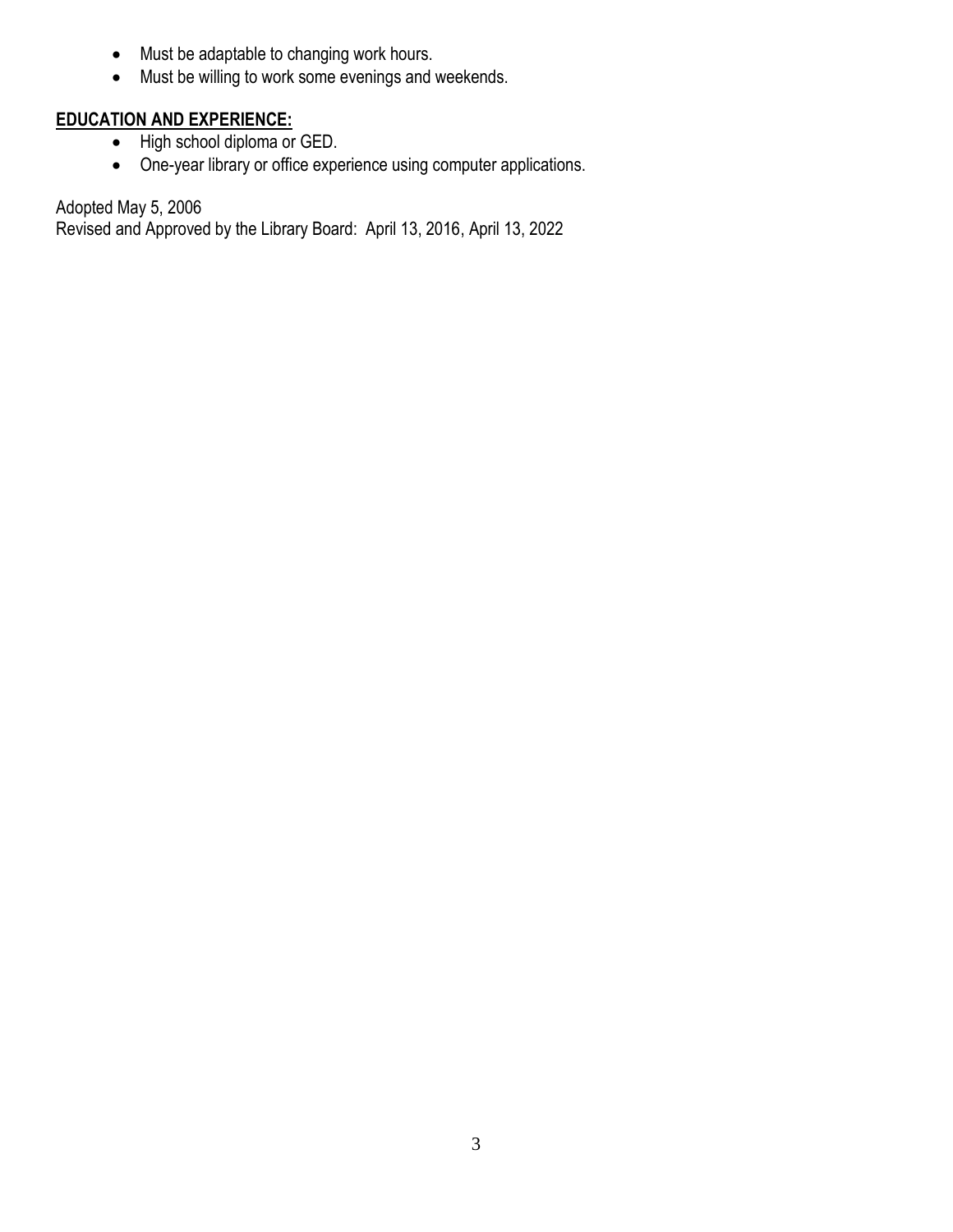- Must be adaptable to changing work hours.
- Must be willing to work some evenings and weekends.

**EDUCATION AND EXPERIENCE:**

- High school diploma or GED.
- One-year library or office experience using computer applications.

Adopted May 5, 2006
Revised and Approved by the Library Board: April 13, 2016, April 13, 2022